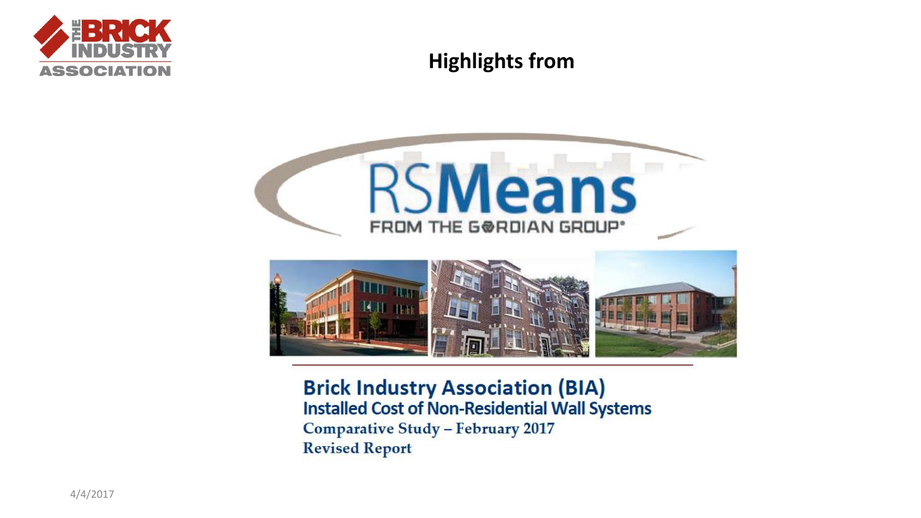**Highlights from**

RSMeans

FROM THE GORDIAN GROUP®

# Brick Industry Association (BIA)

## Installed Cost of Non-Residential Wall Systems

Comparative Study – February 2017

Revised Report

4/4/2017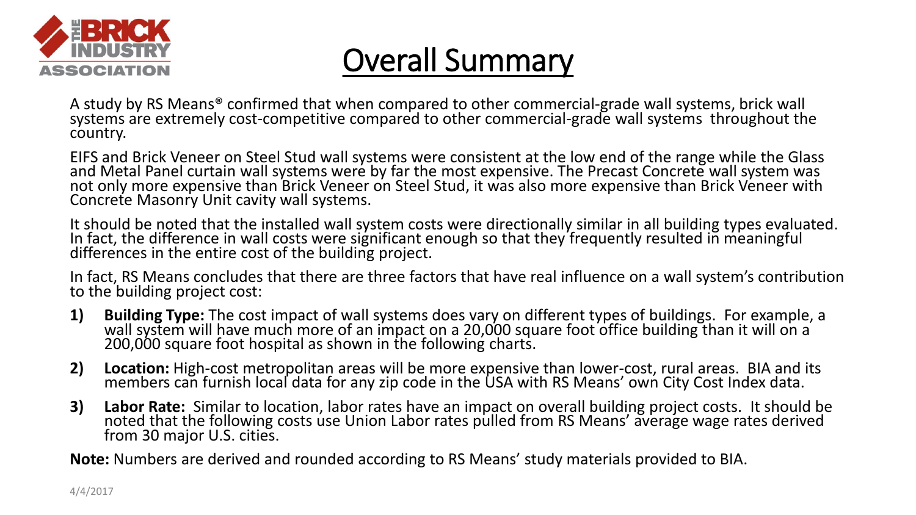# Overall Summary

A study by RS Means® confirmed that when compared to other commercial-grade wall systems, brick wall systems are extremely cost-competitive compared to other commercial-grade wall systems throughout the country.

EIFS and Brick Veneer on Steel Stud wall systems were consistent at the low end of the range while the Glass and Metal Panel curtain wall systems were by far the most expensive. The Precast Concrete wall system was not only more expensive than Brick Veneer on Steel Stud, it was also more expensive than Brick Veneer with Concrete Masonry Unit cavity wall systems.

It should be noted that the installed wall system costs were directionally similar in all building types evaluated. In fact, the difference in wall costs were significant enough so that they frequently resulted in meaningful differences in the entire cost of the building project.

In fact, RS Means concludes that there are three factors that have real influence on a wall system's contribution to the building project cost:

1) **Building Type:** The cost impact of wall systems does vary on different types of buildings. For example, a wall system will have much more of an impact on a 20,000 square foot office building than it will on a 200,000 square foot hospital as shown in the following charts.
2) **Location:** High-cost metropolitan areas will be more expensive than lower-cost, rural areas. BIA and its members can furnish local data for any zip code in the USA with RS Means' own City Cost Index data.
3) **Labor Rate:** Similar to location, labor rates have an impact on overall building project costs. It should be noted that the following costs use Union Labor rates pulled from RS Means' average wage rates derived from 30 major U.S. cities.

**Note:** Numbers are derived and rounded according to RS Means' study materials provided to BIA.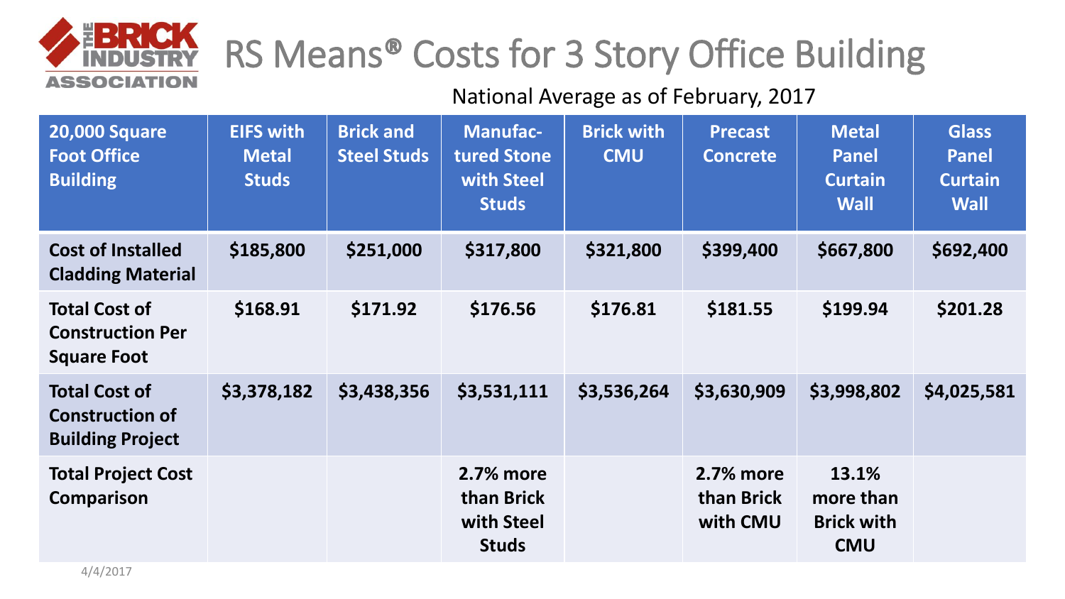# RS Means® Costs for 3 Story Office Building

National Average as of February, 2017

| 20,000 Square Foot Office Building | EIFS with Metal Studs | Brick and Steel Studs | Manufac-tured Stone with Steel Studs | Brick with CMU | Precast Concrete | Metal Panel Curtain Wall | Glass Panel Curtain Wall |
|---|---|---|---|---|---|---|---|
| Cost of Installed Cladding Material | $185,800 | $251,000 | $317,800 | $321,800 | $399,400 | $667,800 | $692,400 |
| Total Cost of Construction Per Square Foot | $168.91 | $171.92 | $176.56 | $176.81 | $181.55 | $199.94 | $201.28 |
| Total Cost of Construction of Building Project | $3,378,182 | $3,438,356 | $3,531,111 | $3,536,264 | $3,630,909 | $3,998,802 | $4,025,581 |
| Total Project Cost Comparison | | | 2.7% more than Brick with Steel Studs | | 2.7% more than Brick with CMU | 13.1% more than Brick with CMU | |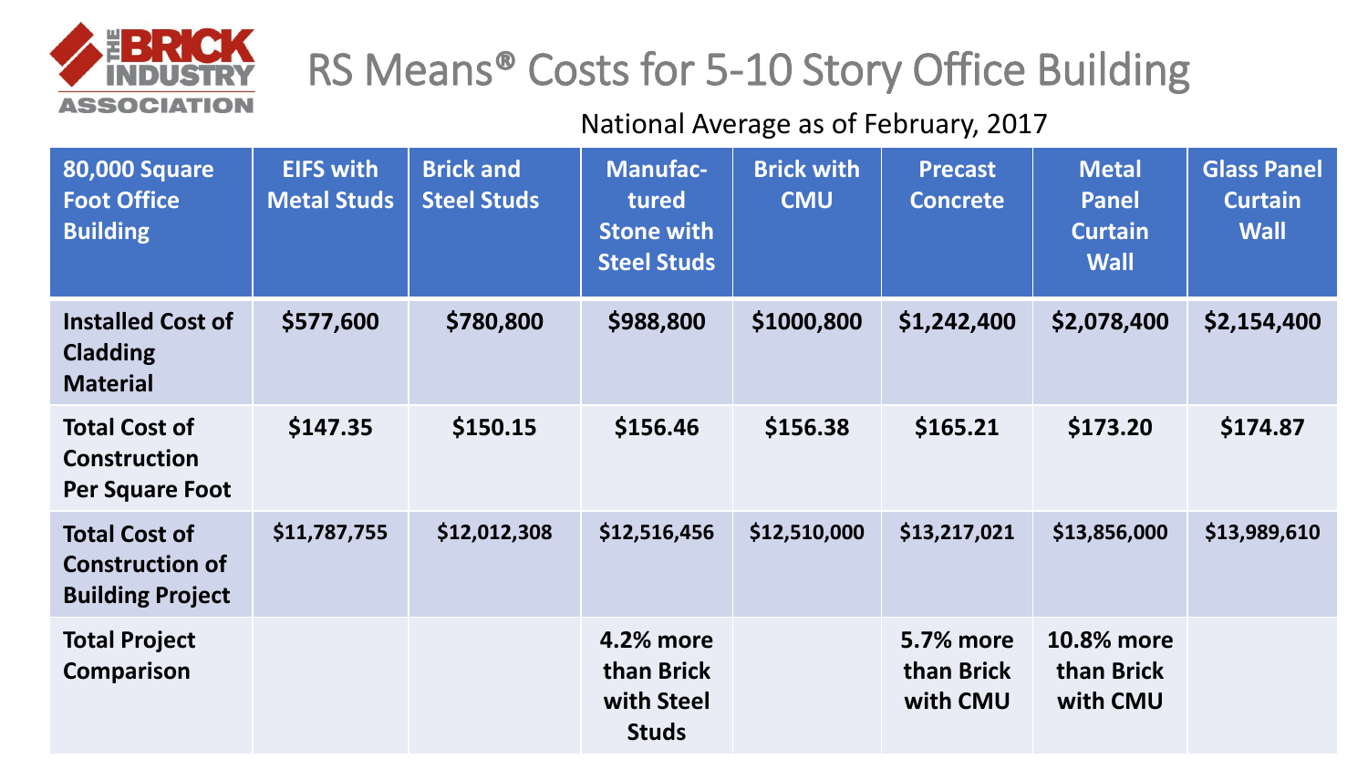# RS Means® Costs for 5-10 Story Office Building

National Average as of February, 2017

| 80,000 Square Foot Office Building | EIFS with Metal Studs | Brick and Steel Studs | Manufac-tured Stone with Steel Studs | Brick with CMU | Precast Concrete | Metal Panel Curtain Wall | Glass Panel Curtain Wall |
|---|---|---|---|---|---|---|---|
| **Installed Cost of Cladding Material** | **$577,600** | **$780,800** | **$988,800** | **$1000,800** | **$1,242,400** | **$2,078,400** | **$2,154,400** |
| **Total Cost of Construction Per Square Foot** | **$147.35** | **$150.15** | **$156.46** | **$156.38** | **$165.21** | **$173.20** | **$174.87** |
| **Total Cost of Construction of Building Project** | **$11,787,755** | **$12,012,308** | **$12,516,456** | **$12,510,000** | **$13,217,021** | **$13,856,000** | **$13,989,610** |
| **Total Project Comparison** | | | **4.2% more than Brick with Steel Studs** | | **5.7% more than Brick with CMU** | **10.8% more than Brick with CMU** | |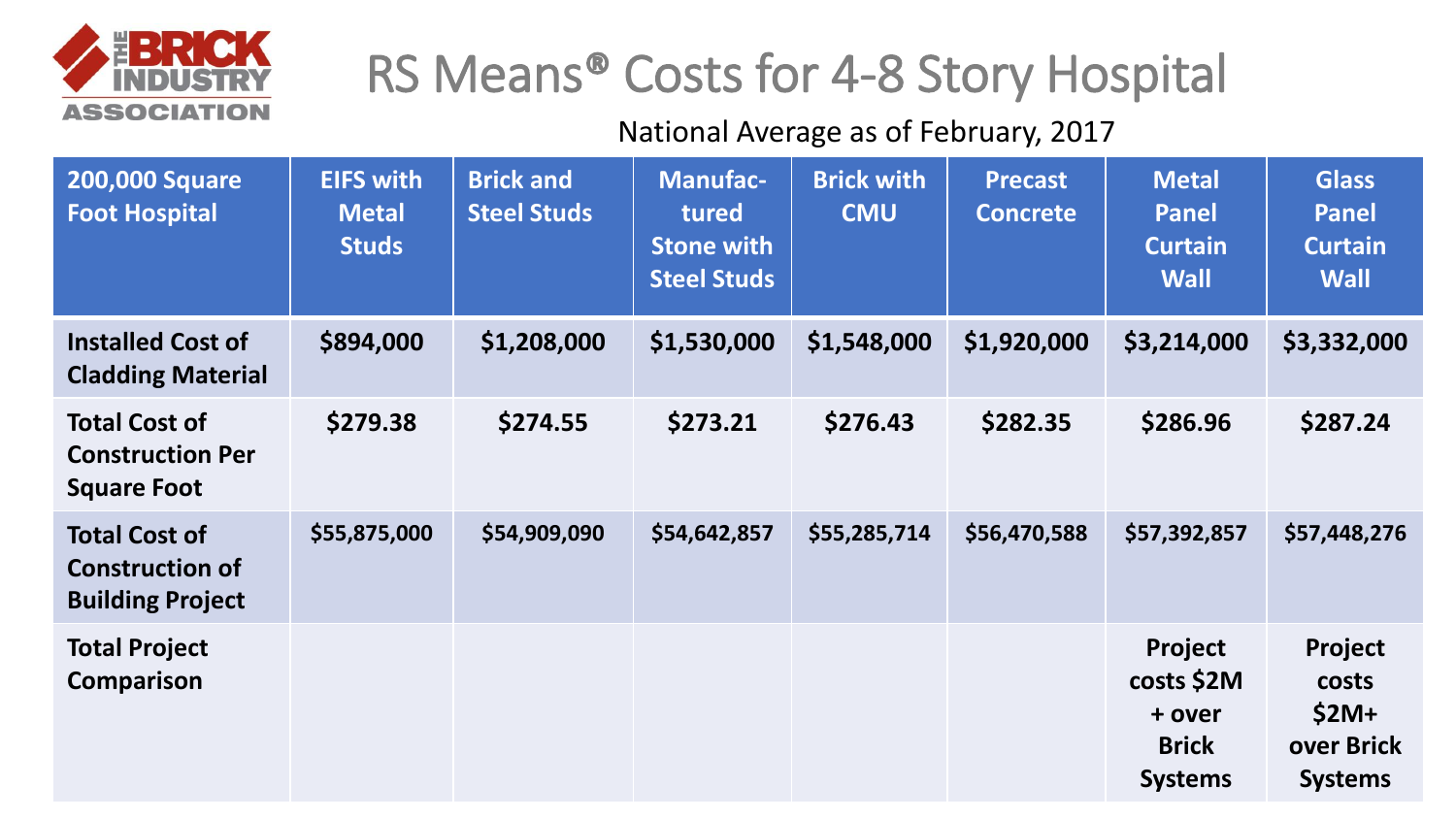# RS Means® Costs for 4-8 Story Hospital

National Average as of February, 2017

| 200,000 Square Foot Hospital | EIFS with Metal Studs | Brick and Steel Studs | Manufac-tured Stone with Steel Studs | Brick with CMU | Precast Concrete | Metal Panel Curtain Wall | Glass Panel Curtain Wall |
|---|---|---|---|---|---|---|---|
| Installed Cost of Cladding Material | $894,000 | $1,208,000 | $1,530,000 | $1,548,000 | $1,920,000 | $3,214,000 | $3,332,000 |
| Total Cost of Construction Per Square Foot | $279.38 | $274.55 | $273.21 | $276.43 | $282.35 | $286.96 | $287.24 |
| Total Cost of Construction of Building Project | $55,875,000 | $54,909,090 | $54,642,857 | $55,285,714 | $56,470,588 | $57,392,857 | $57,448,276 |
| Total Project Comparison | | | | | | Project costs $2M + over Brick Systems | Project costs $2M+ over Brick Systems |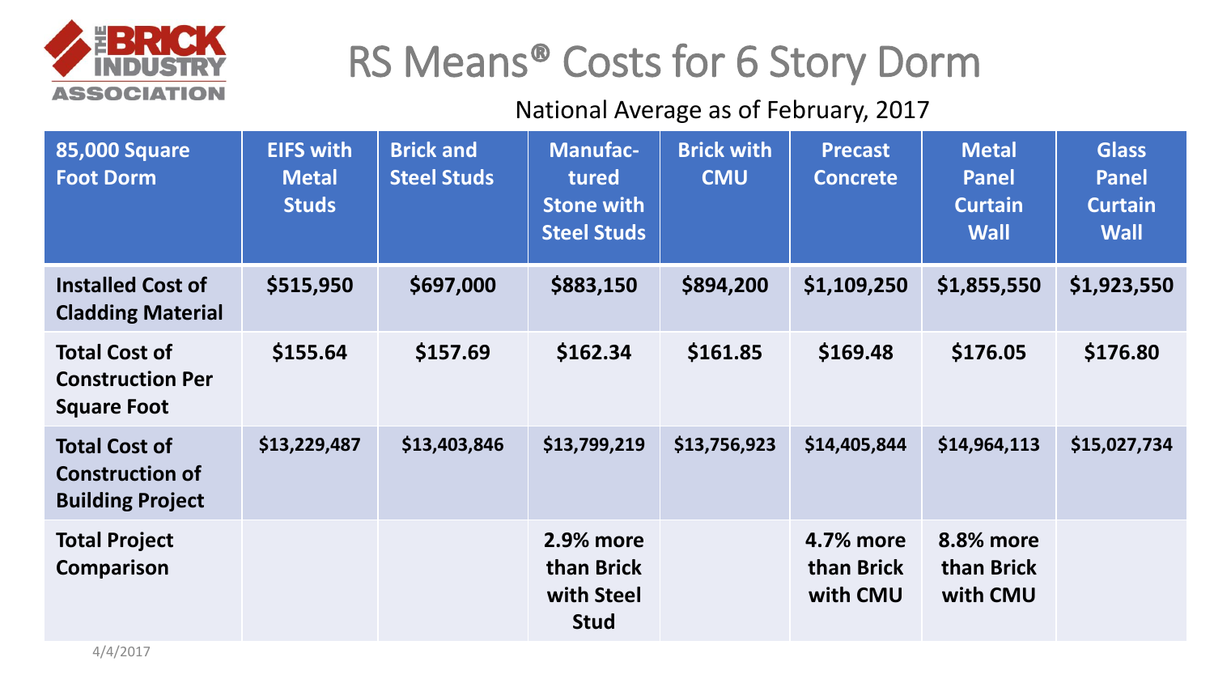# RS Means® Costs for 6 Story Dorm

National Average as of February, 2017

| 85,000 Square Foot Dorm | EIFS with Metal Studs | Brick and Steel Studs | Manufac-tured Stone with Steel Studs | Brick with CMU | Precast Concrete | Metal Panel Curtain Wall | Glass Panel Curtain Wall |
|---|---|---|---|---|---|---|---|
| Installed Cost of Cladding Material | $515,950 | $697,000 | $883,150 | $894,200 | $1,109,250 | $1,855,550 | $1,923,550 |
| Total Cost of Construction Per Square Foot | $155.64 | $157.69 | $162.34 | $161.85 | $169.48 | $176.05 | $176.80 |
| Total Cost of Construction of Building Project | $13,229,487 | $13,403,846 | $13,799,219 | $13,756,923 | $14,405,844 | $14,964,113 | $15,027,734 |
| Total Project Comparison | | | 2.9% more than Brick with Steel Stud | | 4.7% more than Brick with CMU | 8.8% more than Brick with CMU | |

4/4/2017